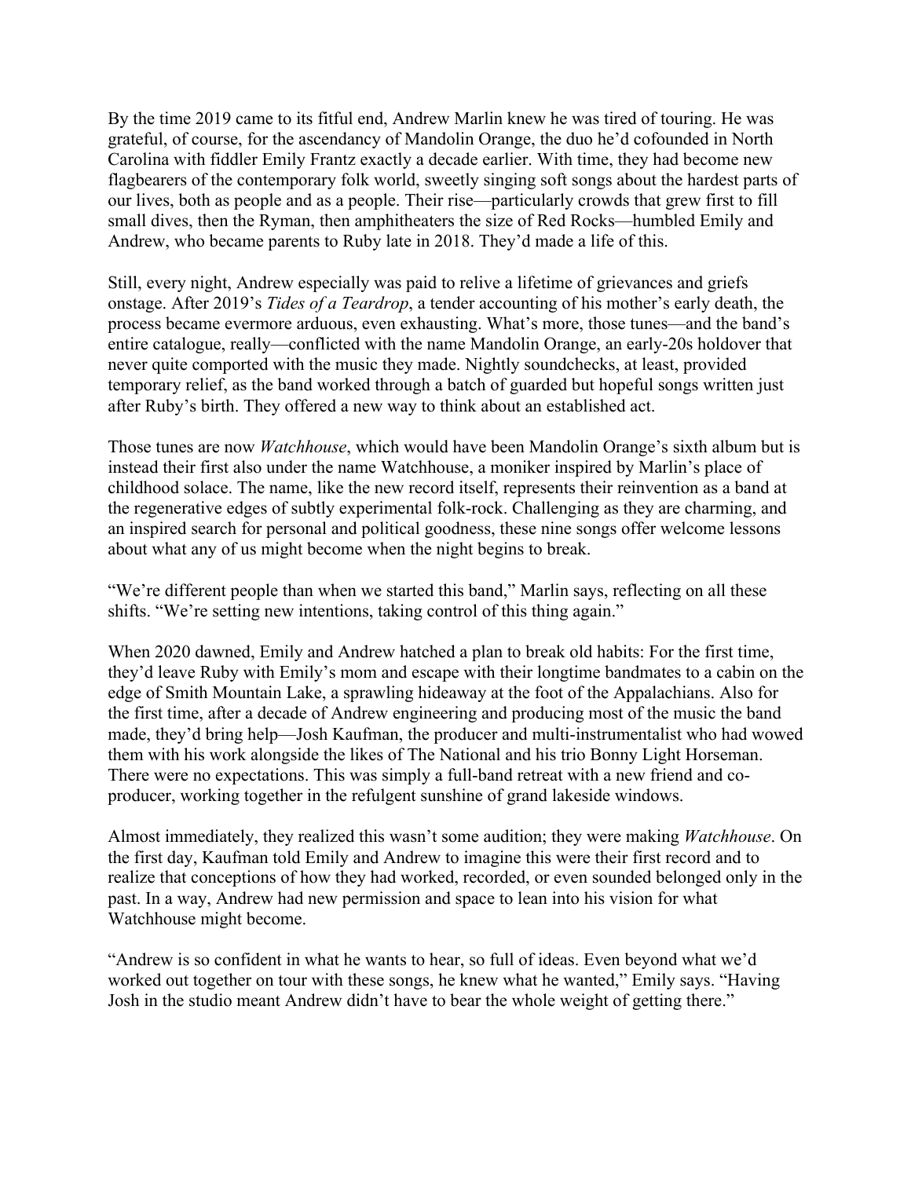By the time 2019 came to its fitful end, Andrew Marlin knew he was tired of touring. He was grateful, of course, for the ascendancy of Mandolin Orange, the duo he'd cofounded in North Carolina with fiddler Emily Frantz exactly a decade earlier. With time, they had become new flagbearers of the contemporary folk world, sweetly singing soft songs about the hardest parts of our lives, both as people and as a people. Their rise—particularly crowds that grew first to fill small dives, then the Ryman, then amphitheaters the size of Red Rocks—humbled Emily and Andrew, who became parents to Ruby late in 2018. They'd made a life of this.

Still, every night, Andrew especially was paid to relive a lifetime of grievances and griefs onstage. After 2019's *Tides of a Teardrop*, a tender accounting of his mother's early death, the process became evermore arduous, even exhausting. What's more, those tunes—and the band's entire catalogue, really—conflicted with the name Mandolin Orange, an early-20s holdover that never quite comported with the music they made. Nightly soundchecks, at least, provided temporary relief, as the band worked through a batch of guarded but hopeful songs written just after Ruby's birth. They offered a new way to think about an established act.

Those tunes are now *Watchhouse*, which would have been Mandolin Orange's sixth album but is instead their first also under the name Watchhouse, a moniker inspired by Marlin's place of childhood solace. The name, like the new record itself, represents their reinvention as a band at the regenerative edges of subtly experimental folk-rock. Challenging as they are charming, and an inspired search for personal and political goodness, these nine songs offer welcome lessons about what any of us might become when the night begins to break.

"We're different people than when we started this band," Marlin says, reflecting on all these shifts. "We're setting new intentions, taking control of this thing again."

When 2020 dawned, Emily and Andrew hatched a plan to break old habits: For the first time, they'd leave Ruby with Emily's mom and escape with their longtime bandmates to a cabin on the edge of Smith Mountain Lake, a sprawling hideaway at the foot of the Appalachians. Also for the first time, after a decade of Andrew engineering and producing most of the music the band made, they'd bring help—Josh Kaufman, the producer and multi-instrumentalist who had wowed them with his work alongside the likes of The National and his trio Bonny Light Horseman. There were no expectations. This was simply a full-band retreat with a new friend and co-producer, working together in the refulgent sunshine of grand lakeside windows.

Almost immediately, they realized this wasn't some audition; they were making *Watchhouse*. On the first day, Kaufman told Emily and Andrew to imagine this were their first record and to realize that conceptions of how they had worked, recorded, or even sounded belonged only in the past. In a way, Andrew had new permission and space to lean into his vision for what Watchhouse might become.

"Andrew is so confident in what he wants to hear, so full of ideas. Even beyond what we'd worked out together on tour with these songs, he knew what he wanted," Emily says. "Having Josh in the studio meant Andrew didn't have to bear the whole weight of getting there."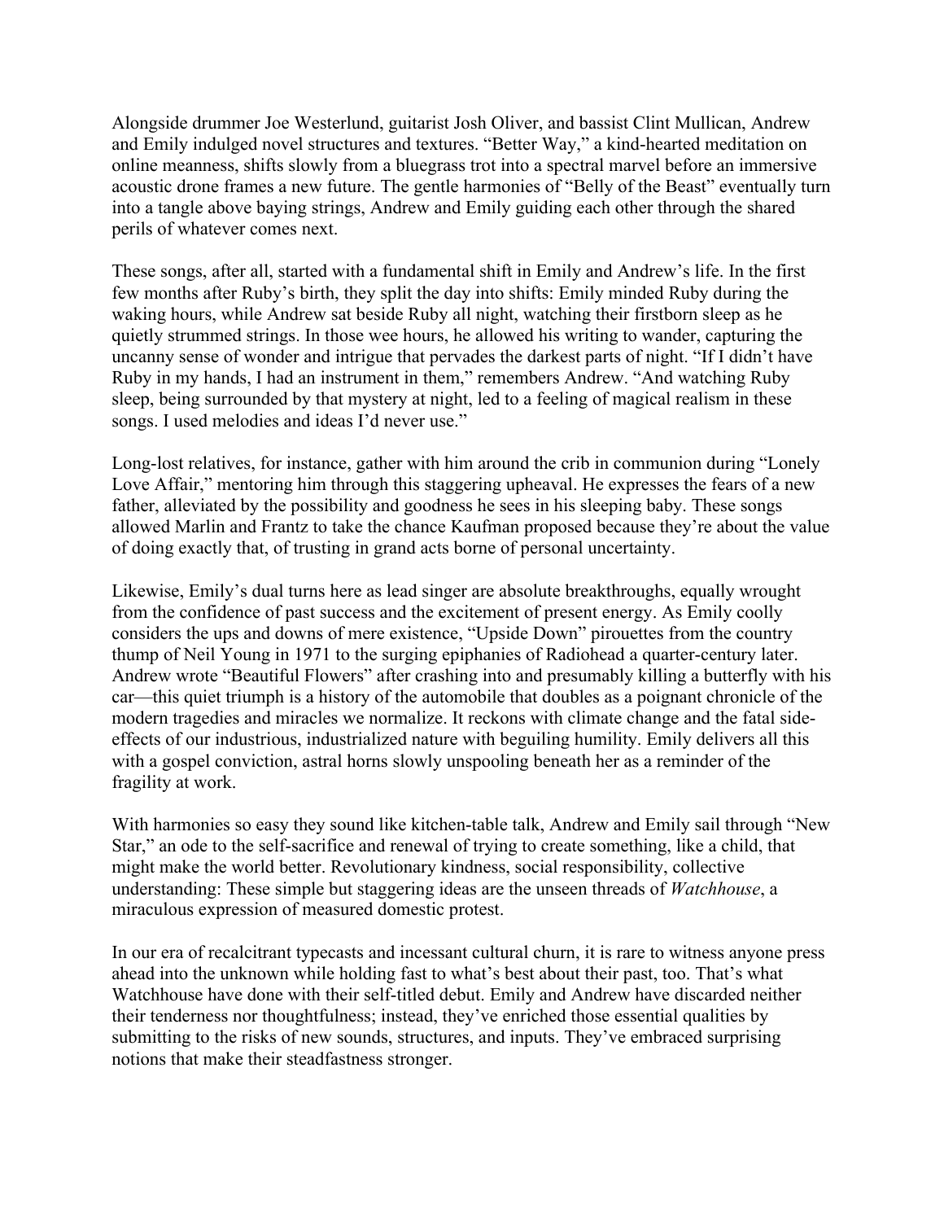Alongside drummer Joe Westerlund, guitarist Josh Oliver, and bassist Clint Mullican, Andrew and Emily indulged novel structures and textures. "Better Way," a kind-hearted meditation on online meanness, shifts slowly from a bluegrass trot into a spectral marvel before an immersive acoustic drone frames a new future. The gentle harmonies of "Belly of the Beast" eventually turn into a tangle above baying strings, Andrew and Emily guiding each other through the shared perils of whatever comes next.

These songs, after all, started with a fundamental shift in Emily and Andrew's life. In the first few months after Ruby's birth, they split the day into shifts: Emily minded Ruby during the waking hours, while Andrew sat beside Ruby all night, watching their firstborn sleep as he quietly strummed strings. In those wee hours, he allowed his writing to wander, capturing the uncanny sense of wonder and intrigue that pervades the darkest parts of night. "If I didn't have Ruby in my hands, I had an instrument in them," remembers Andrew. "And watching Ruby sleep, being surrounded by that mystery at night, led to a feeling of magical realism in these songs. I used melodies and ideas I'd never use."

Long-lost relatives, for instance, gather with him around the crib in communion during "Lonely Love Affair," mentoring him through this staggering upheaval. He expresses the fears of a new father, alleviated by the possibility and goodness he sees in his sleeping baby. These songs allowed Marlin and Frantz to take the chance Kaufman proposed because they're about the value of doing exactly that, of trusting in grand acts borne of personal uncertainty.

Likewise, Emily's dual turns here as lead singer are absolute breakthroughs, equally wrought from the confidence of past success and the excitement of present energy. As Emily coolly considers the ups and downs of mere existence, "Upside Down" pirouettes from the country thump of Neil Young in 1971 to the surging epiphanies of Radiohead a quarter-century later. Andrew wrote "Beautiful Flowers" after crashing into and presumably killing a butterfly with his car—this quiet triumph is a history of the automobile that doubles as a poignant chronicle of the modern tragedies and miracles we normalize. It reckons with climate change and the fatal side-effects of our industrious, industrialized nature with beguiling humility. Emily delivers all this with a gospel conviction, astral horns slowly unspooling beneath her as a reminder of the fragility at work.

With harmonies so easy they sound like kitchen-table talk, Andrew and Emily sail through "New Star," an ode to the self-sacrifice and renewal of trying to create something, like a child, that might make the world better. Revolutionary kindness, social responsibility, collective understanding: These simple but staggering ideas are the unseen threads of *Watchhouse*, a miraculous expression of measured domestic protest.

In our era of recalcitrant typecasts and incessant cultural churn, it is rare to witness anyone press ahead into the unknown while holding fast to what's best about their past, too. That's what Watchhouse have done with their self-titled debut. Emily and Andrew have discarded neither their tenderness nor thoughtfulness; instead, they've enriched those essential qualities by submitting to the risks of new sounds, structures, and inputs. They've embraced surprising notions that make their steadfastness stronger.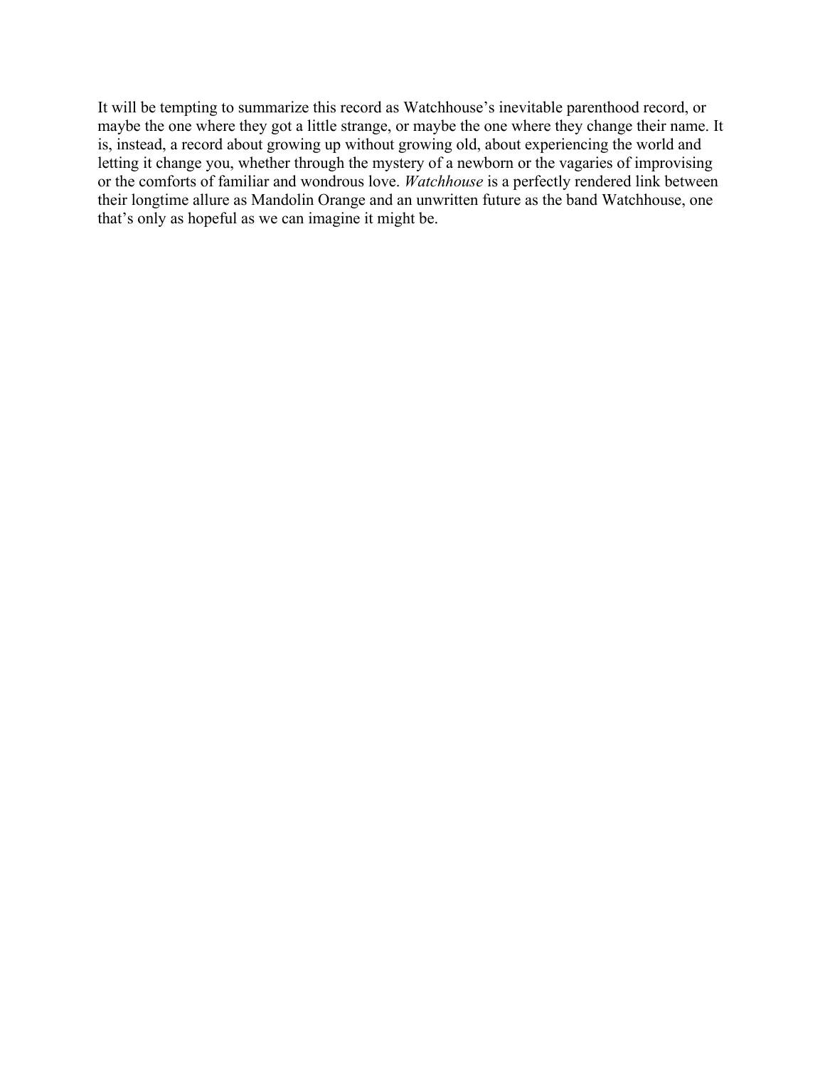It will be tempting to summarize this record as Watchhouse's inevitable parenthood record, or maybe the one where they got a little strange, or maybe the one where they change their name. It is, instead, a record about growing up without growing old, about experiencing the world and letting it change you, whether through the mystery of a newborn or the vagaries of improvising or the comforts of familiar and wondrous love. *Watchhouse* is a perfectly rendered link between their longtime allure as Mandolin Orange and an unwritten future as the band Watchhouse, one that's only as hopeful as we can imagine it might be.